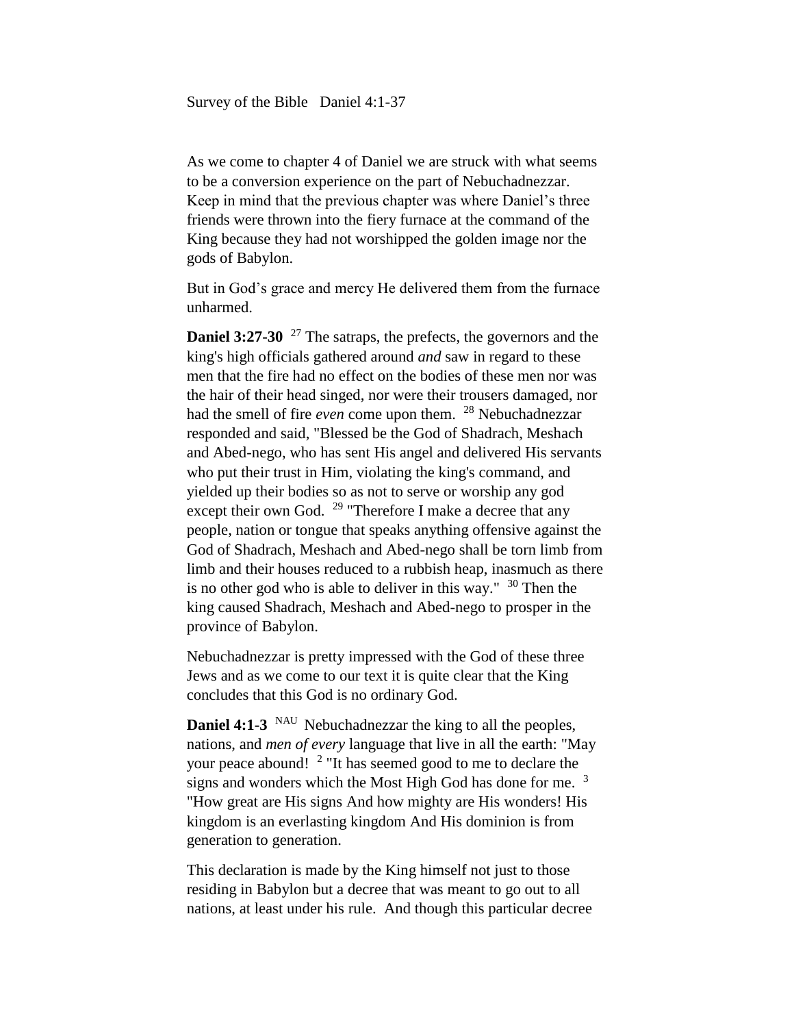Survey of the Bible   Daniel 4:1-37

As we come to chapter 4 of Daniel we are struck with what seems to be a conversion experience on the part of Nebuchadnezzar. Keep in mind that the previous chapter was where Daniel's three friends were thrown into the fiery furnace at the command of the King because they had not worshipped the golden image nor the gods of Babylon.

But in God's grace and mercy He delivered them from the furnace unharmed.

**Daniel 3:27-30** [27] The satraps, the prefects, the governors and the king's high officials gathered around *and* saw in regard to these men that the fire had no effect on the bodies of these men nor was the hair of their head singed, nor were their trousers damaged, nor had the smell of fire *even* come upon them. [28] Nebuchadnezzar responded and said, "Blessed be the God of Shadrach, Meshach and Abed-nego, who has sent His angel and delivered His servants who put their trust in Him, violating the king's command, and yielded up their bodies so as not to serve or worship any god except their own God. [29] "Therefore I make a decree that any people, nation or tongue that speaks anything offensive against the God of Shadrach, Meshach and Abed-nego shall be torn limb from limb and their houses reduced to a rubbish heap, inasmuch as there is no other god who is able to deliver in this way." [30] Then the king caused Shadrach, Meshach and Abed-nego to prosper in the province of Babylon.

Nebuchadnezzar is pretty impressed with the God of these three Jews and as we come to our text it is quite clear that the King concludes that this God is no ordinary God.

**Daniel 4:1-3** [NAU] Nebuchadnezzar the king to all the peoples, nations, and *men of every* language that live in all the earth: "May your peace abound! [2] "It has seemed good to me to declare the signs and wonders which the Most High God has done for me. [3] "How great are His signs And how mighty are His wonders! His kingdom is an everlasting kingdom And His dominion is from generation to generation.

This declaration is made by the King himself not just to those residing in Babylon but a decree that was meant to go out to all nations, at least under his rule. And though this particular decree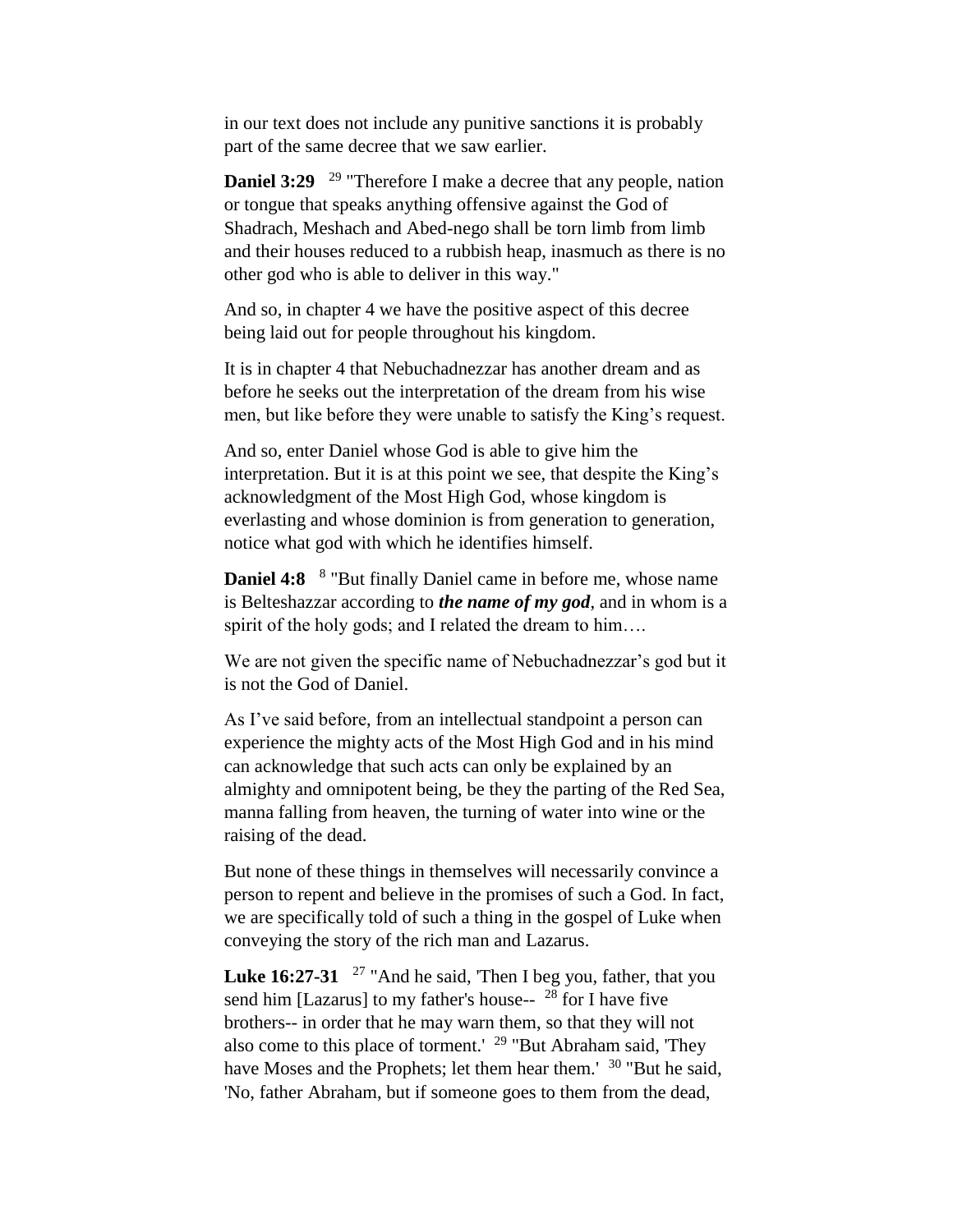in our text does not include any punitive sanctions it is probably part of the same decree that we saw earlier.

**Daniel 3:29** [29] "Therefore I make a decree that any people, nation or tongue that speaks anything offensive against the God of Shadrach, Meshach and Abed-nego shall be torn limb from limb and their houses reduced to a rubbish heap, inasmuch as there is no other god who is able to deliver in this way."

And so, in chapter 4 we have the positive aspect of this decree being laid out for people throughout his kingdom.

It is in chapter 4 that Nebuchadnezzar has another dream and as before he seeks out the interpretation of the dream from his wise men, but like before they were unable to satisfy the King's request.

And so, enter Daniel whose God is able to give him the interpretation. But it is at this point we see, that despite the King's acknowledgment of the Most High God, whose kingdom is everlasting and whose dominion is from generation to generation, notice what god with which he identifies himself.

**Daniel 4:8** [8] "But finally Daniel came in before me, whose name is Belteshazzar according to ***the name of my god***, and in whom is a spirit of the holy gods; and I related the dream to him….

We are not given the specific name of Nebuchadnezzar's god but it is not the God of Daniel.

As I've said before, from an intellectual standpoint a person can experience the mighty acts of the Most High God and in his mind can acknowledge that such acts can only be explained by an almighty and omnipotent being, be they the parting of the Red Sea, manna falling from heaven, the turning of water into wine or the raising of the dead.

But none of these things in themselves will necessarily convince a person to repent and believe in the promises of such a God. In fact, we are specifically told of such a thing in the gospel of Luke when conveying the story of the rich man and Lazarus.

**Luke 16:27-31** [27] "And he said, 'Then I beg you, father, that you send him [Lazarus] to my father's house-- [28] for I have five brothers-- in order that he may warn them, so that they will not also come to this place of torment.' [29] "But Abraham said, 'They have Moses and the Prophets; let them hear them.' [30] "But he said, 'No, father Abraham, but if someone goes to them from the dead,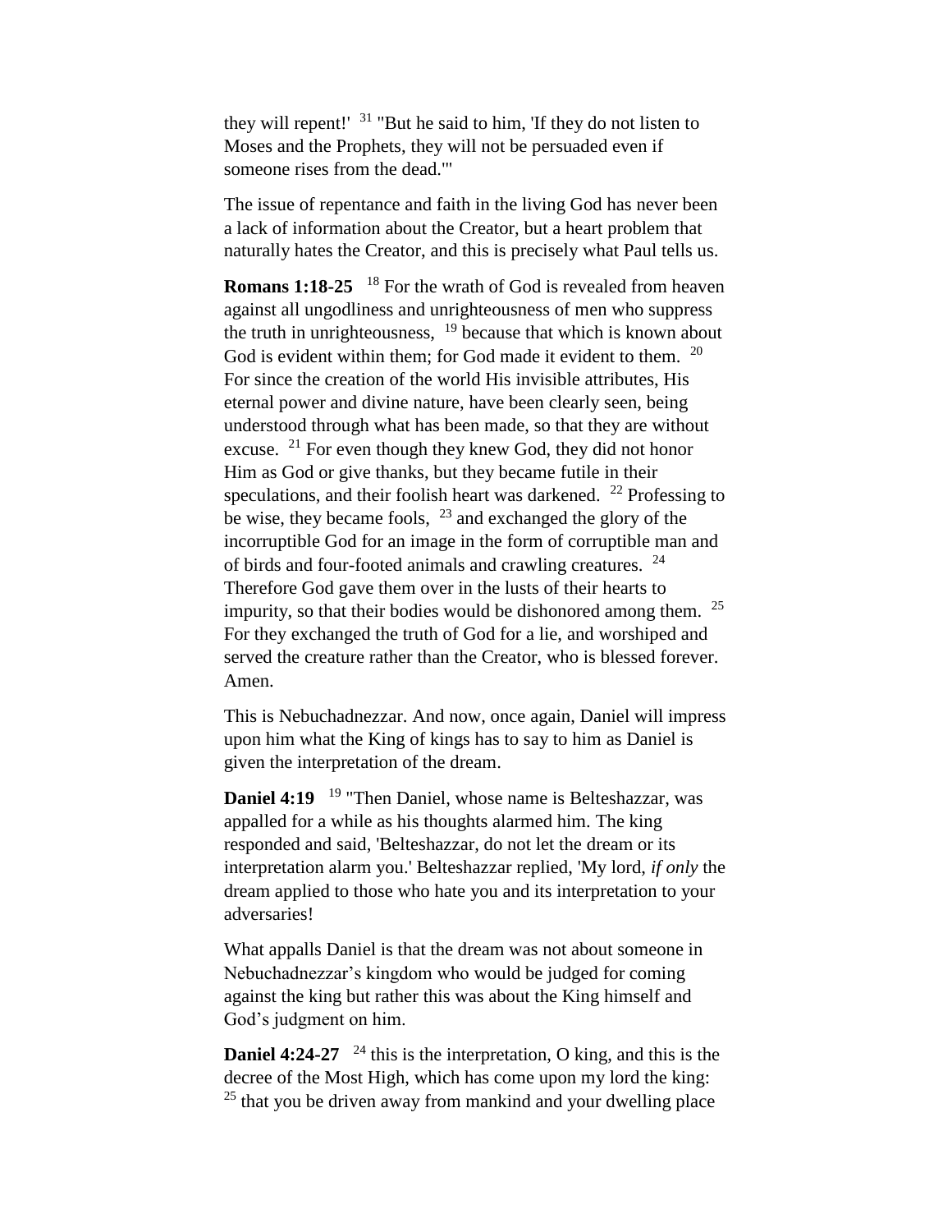they will repent!' [31] "But he said to him, 'If they do not listen to Moses and the Prophets, they will not be persuaded even if someone rises from the dead.'"

The issue of repentance and faith in the living God has never been a lack of information about the Creator, but a heart problem that naturally hates the Creator, and this is precisely what Paul tells us.

**Romans 1:18-25** [18] For the wrath of God is revealed from heaven against all ungodliness and unrighteousness of men who suppress the truth in unrighteousness, [19] because that which is known about God is evident within them; for God made it evident to them. [20] For since the creation of the world His invisible attributes, His eternal power and divine nature, have been clearly seen, being understood through what has been made, so that they are without excuse. [21] For even though they knew God, they did not honor Him as God or give thanks, but they became futile in their speculations, and their foolish heart was darkened. [22] Professing to be wise, they became fools, [23] and exchanged the glory of the incorruptible God for an image in the form of corruptible man and of birds and four-footed animals and crawling creatures. [24] Therefore God gave them over in the lusts of their hearts to impurity, so that their bodies would be dishonored among them. [25] For they exchanged the truth of God for a lie, and worshiped and served the creature rather than the Creator, who is blessed forever. Amen.

This is Nebuchadnezzar. And now, once again, Daniel will impress upon him what the King of kings has to say to him as Daniel is given the interpretation of the dream.

**Daniel 4:19** [19] "Then Daniel, whose name is Belteshazzar, was appalled for a while as his thoughts alarmed him. The king responded and said, 'Belteshazzar, do not let the dream or its interpretation alarm you.' Belteshazzar replied, 'My lord, *if only* the dream applied to those who hate you and its interpretation to your adversaries!

What appalls Daniel is that the dream was not about someone in Nebuchadnezzar's kingdom who would be judged for coming against the king but rather this was about the King himself and God's judgment on him.

**Daniel 4:24-27** [24] this is the interpretation, O king, and this is the decree of the Most High, which has come upon my lord the king: [25] that you be driven away from mankind and your dwelling place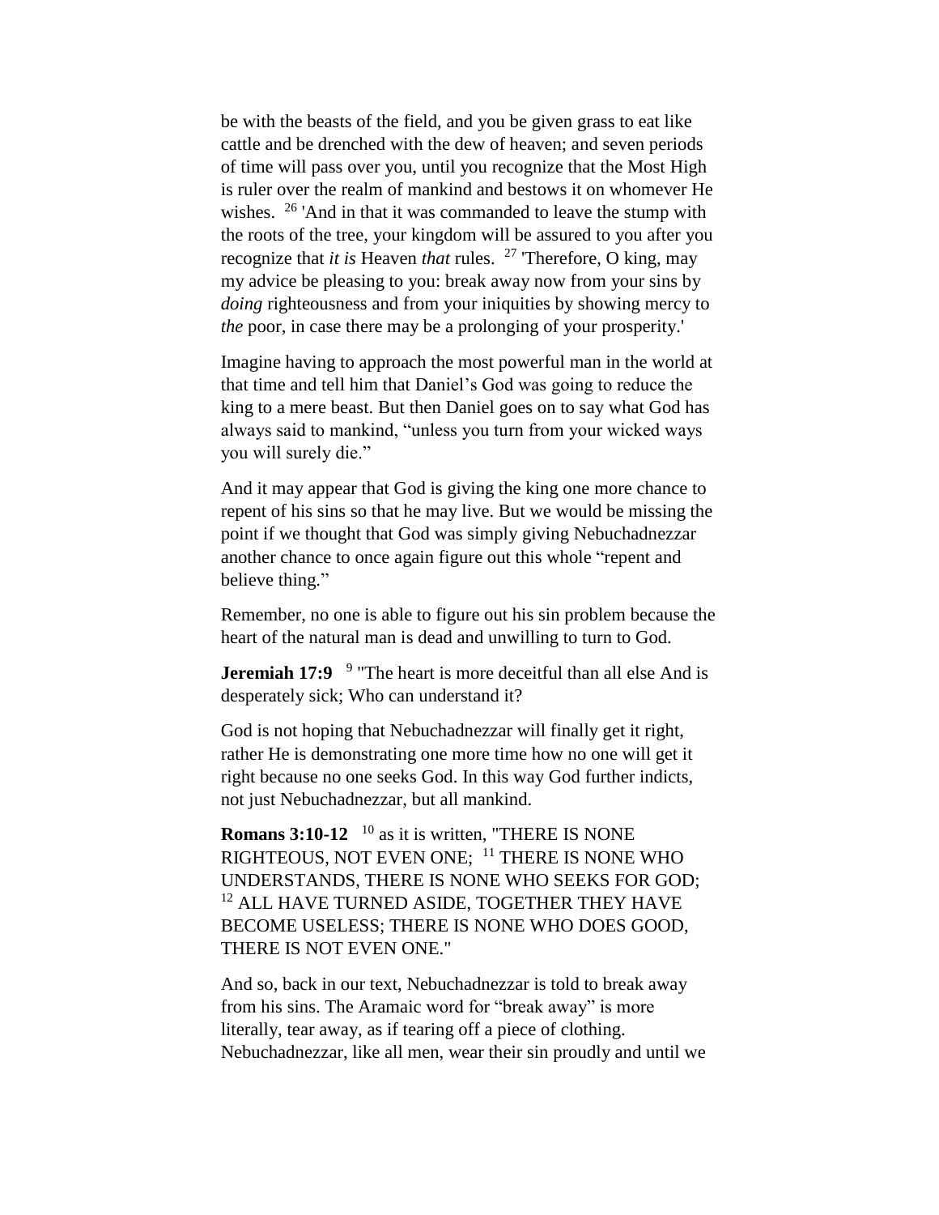be with the beasts of the field, and you be given grass to eat like cattle and be drenched with the dew of heaven; and seven periods of time will pass over you, until you recognize that the Most High is ruler over the realm of mankind and bestows it on whomever He wishes. [26] 'And in that it was commanded to leave the stump with the roots of the tree, your kingdom will be assured to you after you recognize that *it is* Heaven *that* rules. [27] 'Therefore, O king, may my advice be pleasing to you: break away now from your sins by *doing* righteousness and from your iniquities by showing mercy to *the* poor, in case there may be a prolonging of your prosperity.'

Imagine having to approach the most powerful man in the world at that time and tell him that Daniel's God was going to reduce the king to a mere beast. But then Daniel goes on to say what God has always said to mankind, "unless you turn from your wicked ways you will surely die."

And it may appear that God is giving the king one more chance to repent of his sins so that he may live. But we would be missing the point if we thought that God was simply giving Nebuchadnezzar another chance to once again figure out this whole "repent and believe thing."

Remember, no one is able to figure out his sin problem because the heart of the natural man is dead and unwilling to turn to God.

**Jeremiah 17:9** [9] "The heart is more deceitful than all else And is desperately sick; Who can understand it?

God is not hoping that Nebuchadnezzar will finally get it right, rather He is demonstrating one more time how no one will get it right because no one seeks God. In this way God further indicts, not just Nebuchadnezzar, but all mankind.

**Romans 3:10-12** [10] as it is written, "THERE IS NONE RIGHTEOUS, NOT EVEN ONE; [11] THERE IS NONE WHO UNDERSTANDS, THERE IS NONE WHO SEEKS FOR GOD; [12] ALL HAVE TURNED ASIDE, TOGETHER THEY HAVE BECOME USELESS; THERE IS NONE WHO DOES GOOD, THERE IS NOT EVEN ONE."

And so, back in our text, Nebuchadnezzar is told to break away from his sins. The Aramaic word for "break away" is more literally, tear away, as if tearing off a piece of clothing. Nebuchadnezzar, like all men, wear their sin proudly and until we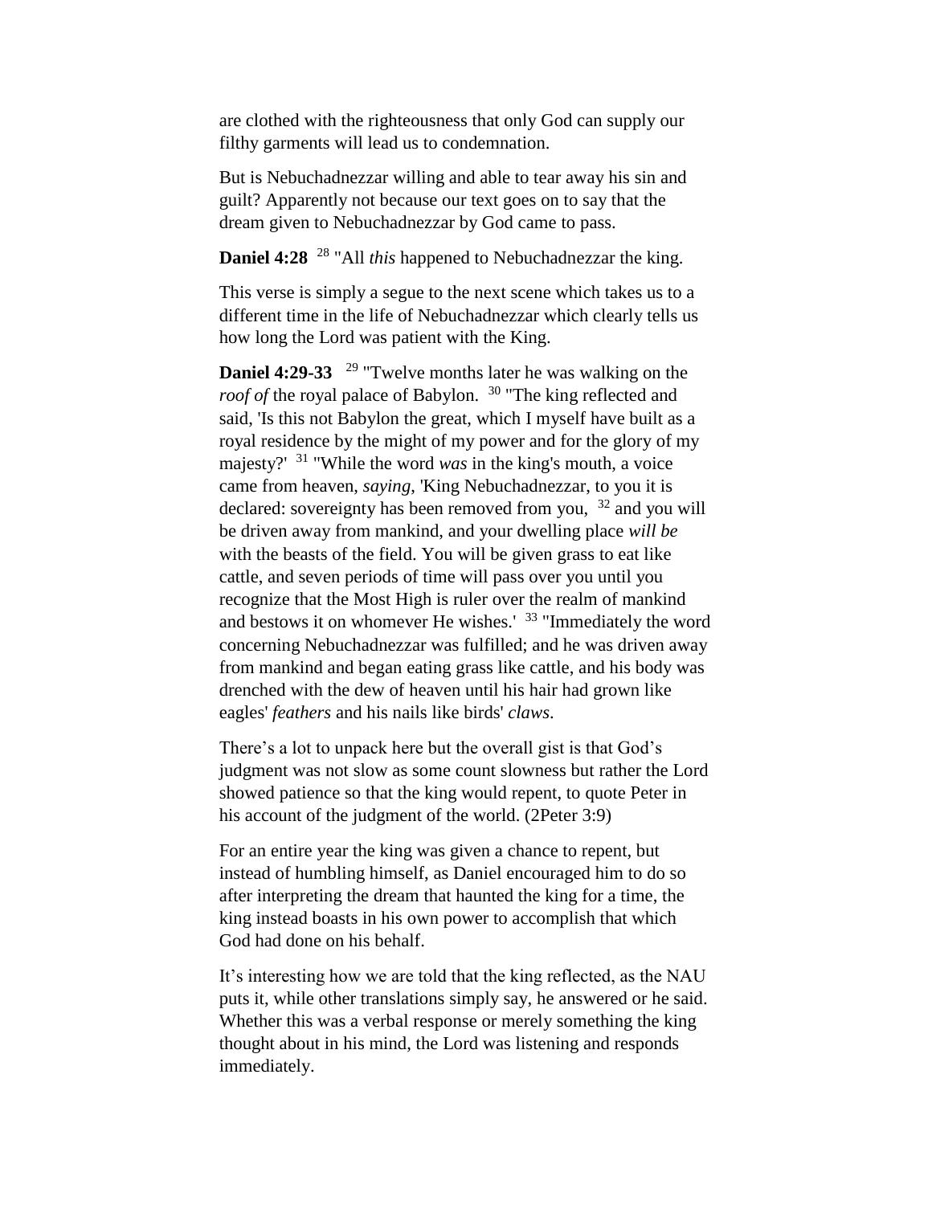are clothed with the righteousness that only God can supply our filthy garments will lead us to condemnation.

But is Nebuchadnezzar willing and able to tear away his sin and guilt? Apparently not because our text goes on to say that the dream given to Nebuchadnezzar by God came to pass.

**Daniel 4:28** [28] "All *this* happened to Nebuchadnezzar the king.

This verse is simply a segue to the next scene which takes us to a different time in the life of Nebuchadnezzar which clearly tells us how long the Lord was patient with the King.

**Daniel 4:29-33** [29] "Twelve months later he was walking on the *roof of* the royal palace of Babylon. [30] "The king reflected and said, 'Is this not Babylon the great, which I myself have built as a royal residence by the might of my power and for the glory of my majesty?' [31] "While the word *was* in the king's mouth, a voice came from heaven, *saying*, 'King Nebuchadnezzar, to you it is declared: sovereignty has been removed from you, [32] and you will be driven away from mankind, and your dwelling place *will be* with the beasts of the field. You will be given grass to eat like cattle, and seven periods of time will pass over you until you recognize that the Most High is ruler over the realm of mankind and bestows it on whomever He wishes.' [33] "Immediately the word concerning Nebuchadnezzar was fulfilled; and he was driven away from mankind and began eating grass like cattle, and his body was drenched with the dew of heaven until his hair had grown like eagles' *feathers* and his nails like birds' *claws*.

There's a lot to unpack here but the overall gist is that God's judgment was not slow as some count slowness but rather the Lord showed patience so that the king would repent, to quote Peter in his account of the judgment of the world. (2Peter 3:9)

For an entire year the king was given a chance to repent, but instead of humbling himself, as Daniel encouraged him to do so after interpreting the dream that haunted the king for a time, the king instead boasts in his own power to accomplish that which God had done on his behalf.

It's interesting how we are told that the king reflected, as the NAU puts it, while other translations simply say, he answered or he said. Whether this was a verbal response or merely something the king thought about in his mind, the Lord was listening and responds immediately.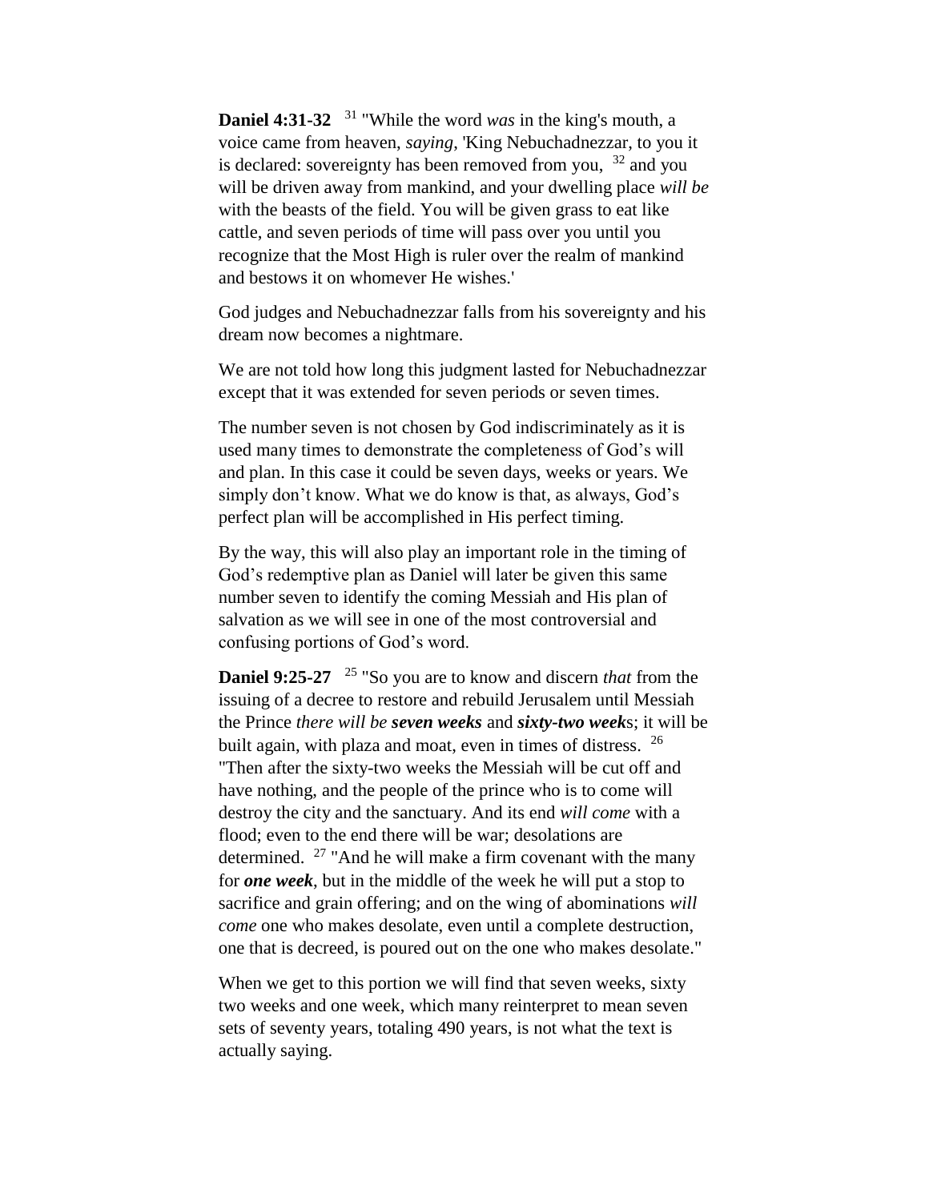**Daniel 4:31-32** [31] "While the word *was* in the king's mouth, a voice came from heaven, *saying*, 'King Nebuchadnezzar, to you it is declared: sovereignty has been removed from you, [32] and you will be driven away from mankind, and your dwelling place *will be* with the beasts of the field. You will be given grass to eat like cattle, and seven periods of time will pass over you until you recognize that the Most High is ruler over the realm of mankind and bestows it on whomever He wishes.'

God judges and Nebuchadnezzar falls from his sovereignty and his dream now becomes a nightmare.

We are not told how long this judgment lasted for Nebuchadnezzar except that it was extended for seven periods or seven times.

The number seven is not chosen by God indiscriminately as it is used many times to demonstrate the completeness of God's will and plan. In this case it could be seven days, weeks or years. We simply don't know. What we do know is that, as always, God's perfect plan will be accomplished in His perfect timing.

By the way, this will also play an important role in the timing of God's redemptive plan as Daniel will later be given this same number seven to identify the coming Messiah and His plan of salvation as we will see in one of the most controversial and confusing portions of God's word.

**Daniel 9:25-27** [25] "So you are to know and discern *that* from the issuing of a decree to restore and rebuild Jerusalem until Messiah the Prince *there will be* ***seven weeks*** and ***sixty-two week***s; it will be built again, with plaza and moat, even in times of distress. [26] "Then after the sixty-two weeks the Messiah will be cut off and have nothing, and the people of the prince who is to come will destroy the city and the sanctuary. And its end *will come* with a flood; even to the end there will be war; desolations are determined. [27] "And he will make a firm covenant with the many for ***one week***, but in the middle of the week he will put a stop to sacrifice and grain offering; and on the wing of abominations *will come* one who makes desolate, even until a complete destruction, one that is decreed, is poured out on the one who makes desolate."

When we get to this portion we will find that seven weeks, sixty two weeks and one week, which many reinterpret to mean seven sets of seventy years, totaling 490 years, is not what the text is actually saying.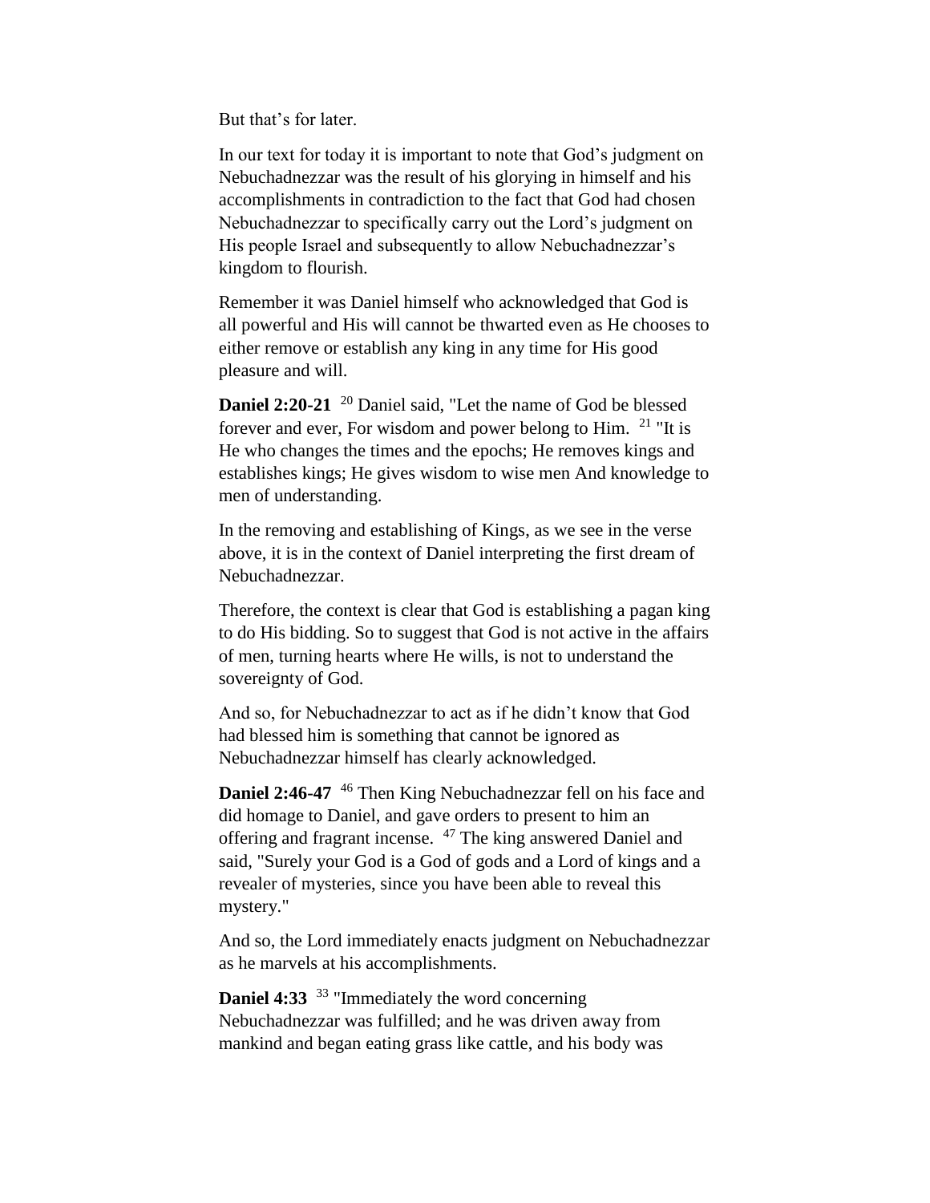But that's for later.

In our text for today it is important to note that God's judgment on Nebuchadnezzar was the result of his glorying in himself and his accomplishments in contradiction to the fact that God had chosen Nebuchadnezzar to specifically carry out the Lord's judgment on His people Israel and subsequently to allow Nebuchadnezzar's kingdom to flourish.

Remember it was Daniel himself who acknowledged that God is all powerful and His will cannot be thwarted even as He chooses to either remove or establish any king in any time for His good pleasure and will.

**Daniel 2:20-21** [20] Daniel said, "Let the name of God be blessed forever and ever, For wisdom and power belong to Him. [21] "It is He who changes the times and the epochs; He removes kings and establishes kings; He gives wisdom to wise men And knowledge to men of understanding.

In the removing and establishing of Kings, as we see in the verse above, it is in the context of Daniel interpreting the first dream of Nebuchadnezzar.

Therefore, the context is clear that God is establishing a pagan king to do His bidding. So to suggest that God is not active in the affairs of men, turning hearts where He wills, is not to understand the sovereignty of God.

And so, for Nebuchadnezzar to act as if he didn't know that God had blessed him is something that cannot be ignored as Nebuchadnezzar himself has clearly acknowledged.

**Daniel 2:46-47** [46] Then King Nebuchadnezzar fell on his face and did homage to Daniel, and gave orders to present to him an offering and fragrant incense. [47] The king answered Daniel and said, "Surely your God is a God of gods and a Lord of kings and a revealer of mysteries, since you have been able to reveal this mystery."

And so, the Lord immediately enacts judgment on Nebuchadnezzar as he marvels at his accomplishments.

**Daniel 4:33** [33] "Immediately the word concerning Nebuchadnezzar was fulfilled; and he was driven away from mankind and began eating grass like cattle, and his body was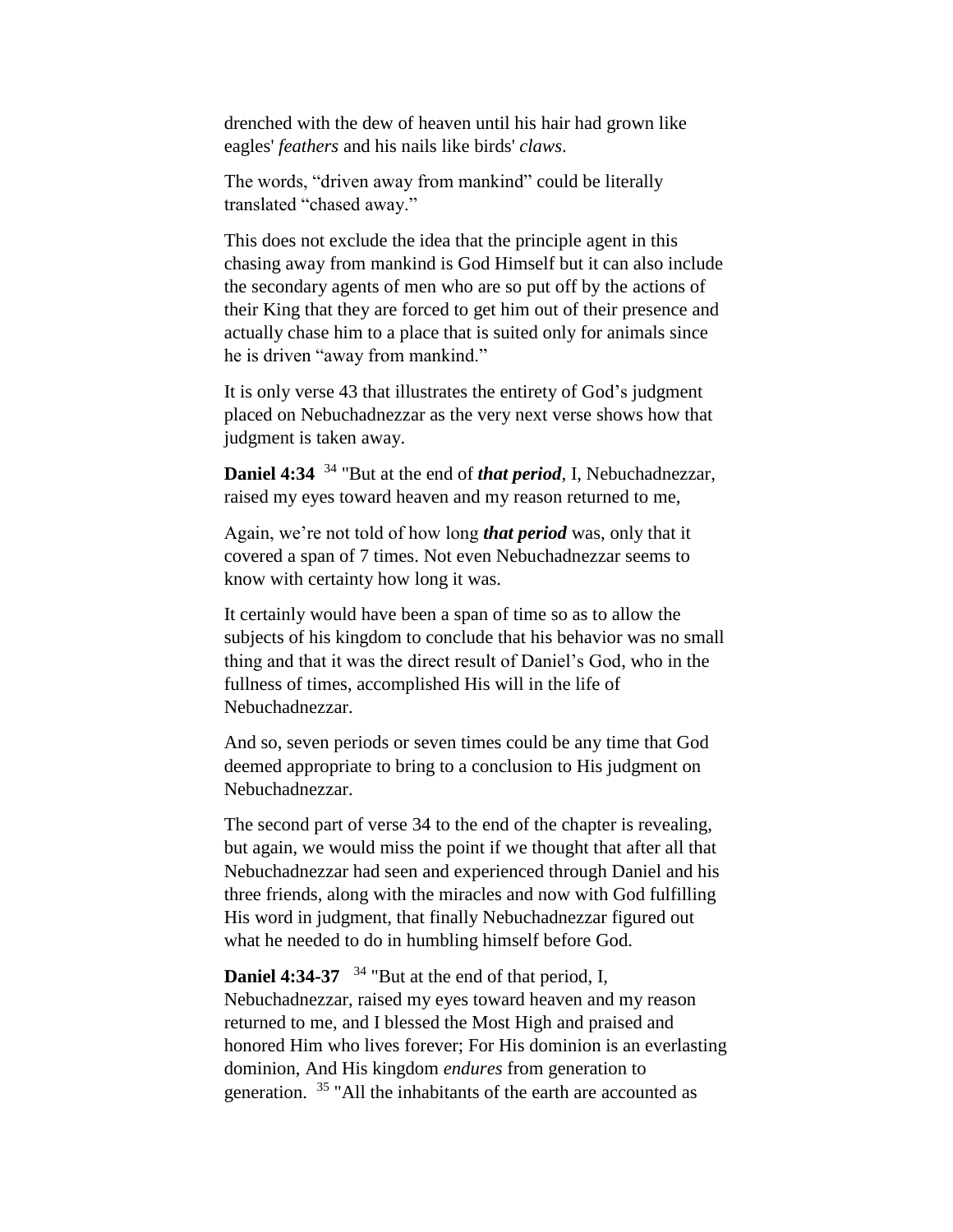drenched with the dew of heaven until his hair had grown like eagles' *feathers* and his nails like birds' *claws*.

The words, “driven away from mankind” could be literally translated “chased away.”

This does not exclude the idea that the principle agent in this chasing away from mankind is God Himself but it can also include the secondary agents of men who are so put off by the actions of their King that they are forced to get him out of their presence and actually chase him to a place that is suited only for animals since he is driven “away from mankind.”

It is only verse 43 that illustrates the entirety of God’s judgment placed on Nebuchadnezzar as the very next verse shows how that judgment is taken away.

**Daniel 4:34** [34] "But at the end of ***that period***, I, Nebuchadnezzar, raised my eyes toward heaven and my reason returned to me,

Again, we’re not told of how long ***that period*** was, only that it covered a span of 7 times. Not even Nebuchadnezzar seems to know with certainty how long it was.

It certainly would have been a span of time so as to allow the subjects of his kingdom to conclude that his behavior was no small thing and that it was the direct result of Daniel’s God, who in the fullness of times, accomplished His will in the life of Nebuchadnezzar.

And so, seven periods or seven times could be any time that God deemed appropriate to bring to a conclusion to His judgment on Nebuchadnezzar.

The second part of verse 34 to the end of the chapter is revealing, but again, we would miss the point if we thought that after all that Nebuchadnezzar had seen and experienced through Daniel and his three friends, along with the miracles and now with God fulfilling His word in judgment, that finally Nebuchadnezzar figured out what he needed to do in humbling himself before God.

**Daniel 4:34-37** [34] "But at the end of that period, I, Nebuchadnezzar, raised my eyes toward heaven and my reason returned to me, and I blessed the Most High and praised and honored Him who lives forever; For His dominion is an everlasting dominion, And His kingdom *endures* from generation to generation. [35] "All the inhabitants of the earth are accounted as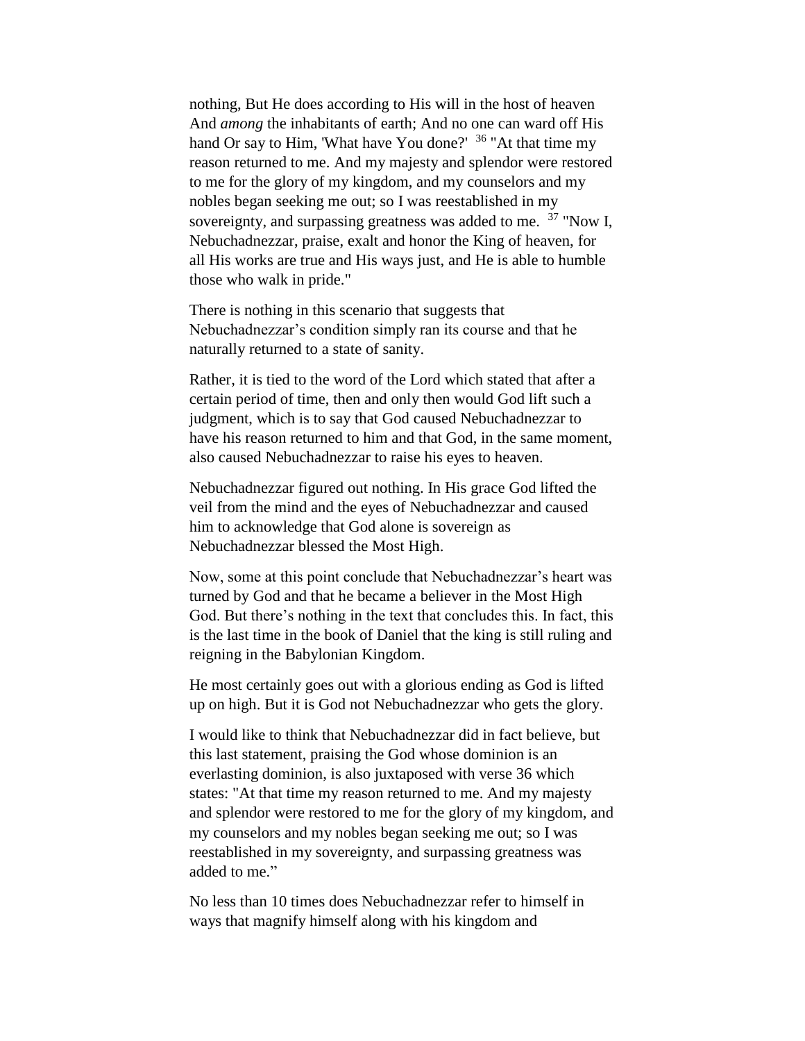nothing, But He does according to His will in the host of heaven And *among* the inhabitants of earth; And no one can ward off His hand Or say to Him, 'What have You done?' [36] "At that time my reason returned to me. And my majesty and splendor were restored to me for the glory of my kingdom, and my counselors and my nobles began seeking me out; so I was reestablished in my sovereignty, and surpassing greatness was added to me. [37] "Now I, Nebuchadnezzar, praise, exalt and honor the King of heaven, for all His works are true and His ways just, and He is able to humble those who walk in pride."

There is nothing in this scenario that suggests that Nebuchadnezzar's condition simply ran its course and that he naturally returned to a state of sanity.

Rather, it is tied to the word of the Lord which stated that after a certain period of time, then and only then would God lift such a judgment, which is to say that God caused Nebuchadnezzar to have his reason returned to him and that God, in the same moment, also caused Nebuchadnezzar to raise his eyes to heaven.

Nebuchadnezzar figured out nothing. In His grace God lifted the veil from the mind and the eyes of Nebuchadnezzar and caused him to acknowledge that God alone is sovereign as Nebuchadnezzar blessed the Most High.

Now, some at this point conclude that Nebuchadnezzar's heart was turned by God and that he became a believer in the Most High God. But there's nothing in the text that concludes this. In fact, this is the last time in the book of Daniel that the king is still ruling and reigning in the Babylonian Kingdom.

He most certainly goes out with a glorious ending as God is lifted up on high. But it is God not Nebuchadnezzar who gets the glory.

I would like to think that Nebuchadnezzar did in fact believe, but this last statement, praising the God whose dominion is an everlasting dominion, is also juxtaposed with verse 36 which states: "At that time my reason returned to me. And my majesty and splendor were restored to me for the glory of my kingdom, and my counselors and my nobles began seeking me out; so I was reestablished in my sovereignty, and surpassing greatness was added to me."

No less than 10 times does Nebuchadnezzar refer to himself in ways that magnify himself along with his kingdom and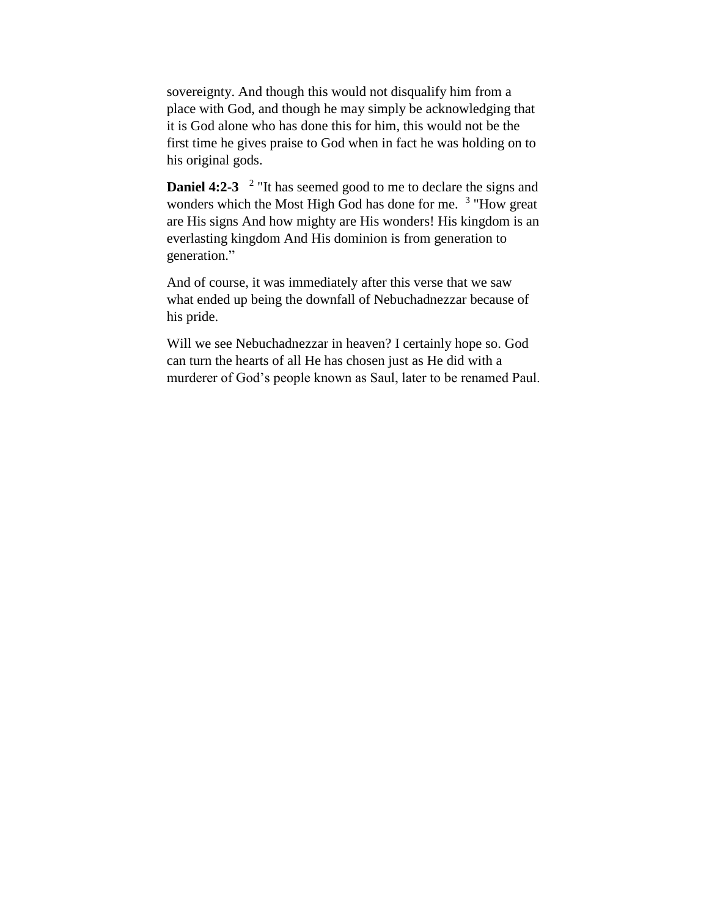sovereignty. And though this would not disqualify him from a place with God, and though he may simply be acknowledging that it is God alone who has done this for him, this would not be the first time he gives praise to God when in fact he was holding on to his original gods.

**Daniel 4:2-3** [2] "It has seemed good to me to declare the signs and wonders which the Most High God has done for me. [3] "How great are His signs And how mighty are His wonders! His kingdom is an everlasting kingdom And His dominion is from generation to generation."

And of course, it was immediately after this verse that we saw what ended up being the downfall of Nebuchadnezzar because of his pride.

Will we see Nebuchadnezzar in heaven? I certainly hope so. God can turn the hearts of all He has chosen just as He did with a murderer of God's people known as Saul, later to be renamed Paul.